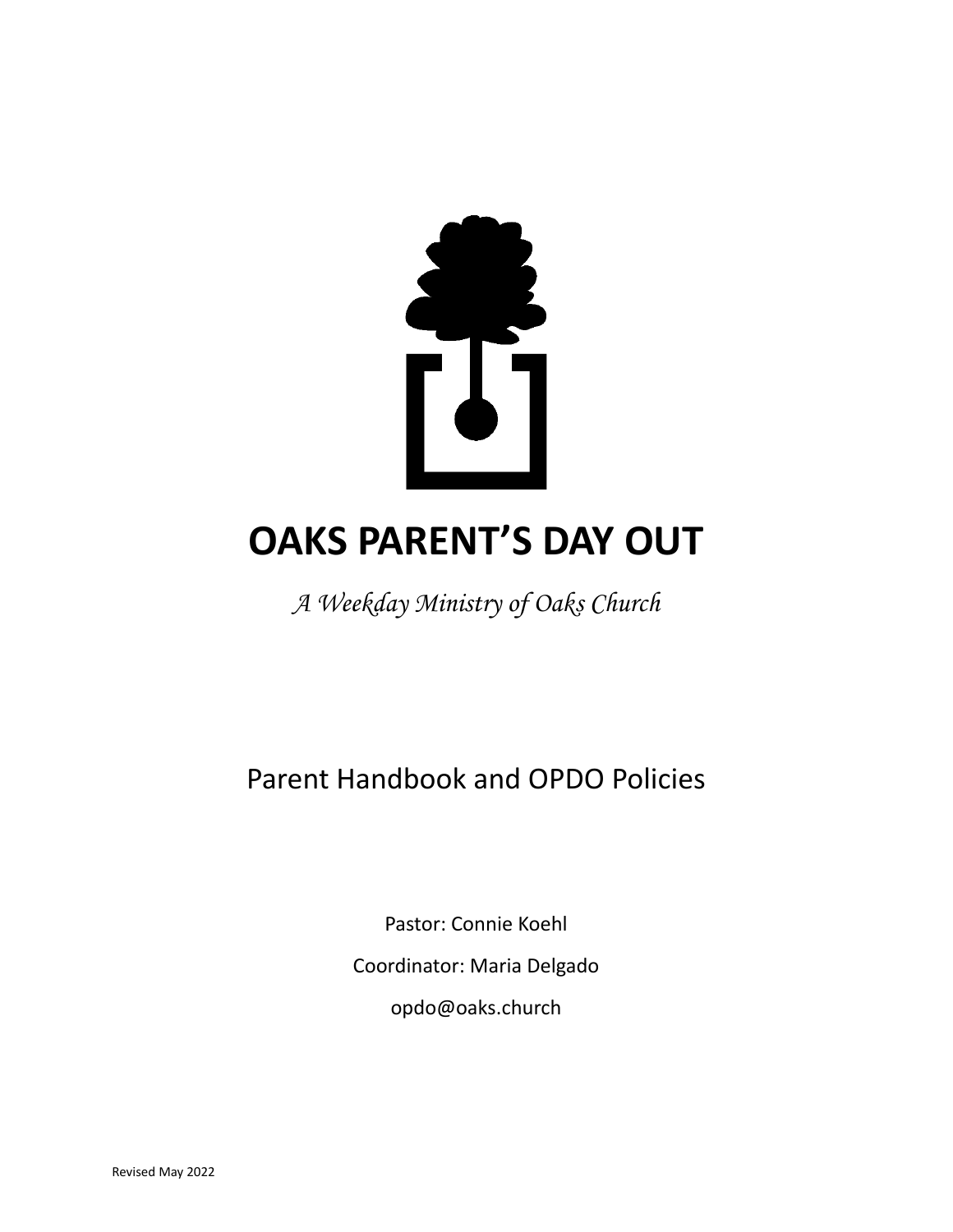# OAKS PARENT'S DAY OUT

*A Weekday Ministry of Oaks Church*

Parent Handbook and OPDO Policies

Pastor: Connie Koehl

Coordinator: Maria Delgado

opdo@oaks.church

Revised May 2022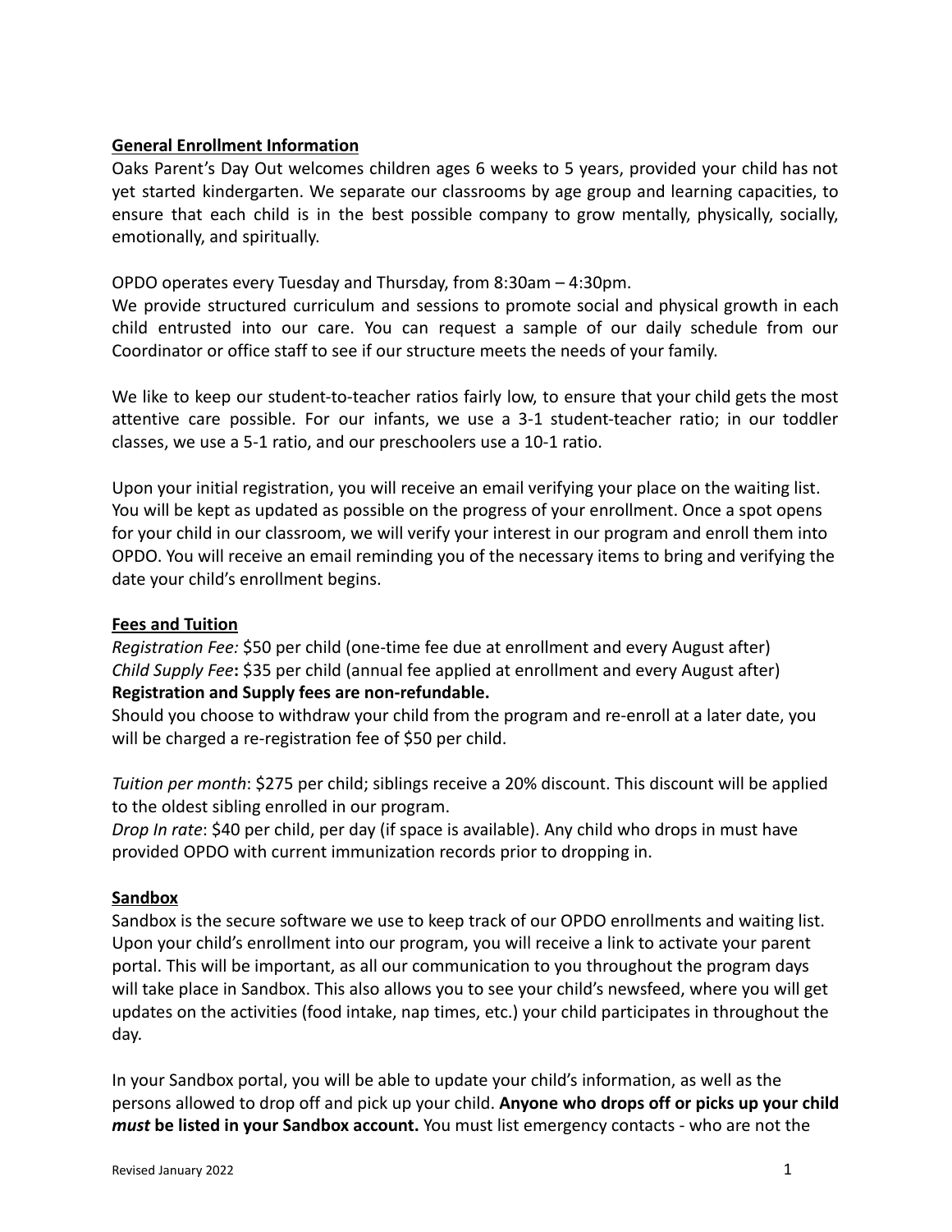**General Enrollment Information**

Oaks Parent's Day Out welcomes children ages 6 weeks to 5 years, provided your child has not yet started kindergarten. We separate our classrooms by age group and learning capacities, to ensure that each child is in the best possible company to grow mentally, physically, socially, emotionally, and spiritually.

OPDO operates every Tuesday and Thursday, from 8:30am – 4:30pm.
We provide structured curriculum and sessions to promote social and physical growth in each child entrusted into our care. You can request a sample of our daily schedule from our Coordinator or office staff to see if our structure meets the needs of your family.

We like to keep our student-to-teacher ratios fairly low, to ensure that your child gets the most attentive care possible. For our infants, we use a 3-1 student-teacher ratio; in our toddler classes, we use a 5-1 ratio, and our preschoolers use a 10-1 ratio.

Upon your initial registration, you will receive an email verifying your place on the waiting list. You will be kept as updated as possible on the progress of your enrollment. Once a spot opens for your child in our classroom, we will verify your interest in our program and enroll them into OPDO. You will receive an email reminding you of the necessary items to bring and verifying the date your child's enrollment begins.

**Fees and Tuition**

*Registration Fee:* $50 per child (one-time fee due at enrollment and every August after)
*Child Supply Fee***:** $35 per child (annual fee applied at enrollment and every August after)
**Registration and Supply fees are non-refundable.**
Should you choose to withdraw your child from the program and re-enroll at a later date, you will be charged a re-registration fee of $50 per child.

*Tuition per month*: $275 per child; siblings receive a 20% discount. This discount will be applied to the oldest sibling enrolled in our program.
*Drop In rate*: $40 per child, per day (if space is available). Any child who drops in must have provided OPDO with current immunization records prior to dropping in.

**Sandbox**

Sandbox is the secure software we use to keep track of our OPDO enrollments and waiting list. Upon your child's enrollment into our program, you will receive a link to activate your parent portal. This will be important, as all our communication to you throughout the program days will take place in Sandbox. This also allows you to see your child's newsfeed, where you will get updates on the activities (food intake, nap times, etc.) your child participates in throughout the day.

In your Sandbox portal, you will be able to update your child's information, as well as the persons allowed to drop off and pick up your child. **Anyone who drops off or picks up your child *must* be listed in your Sandbox account.** You must list emergency contacts - who are not the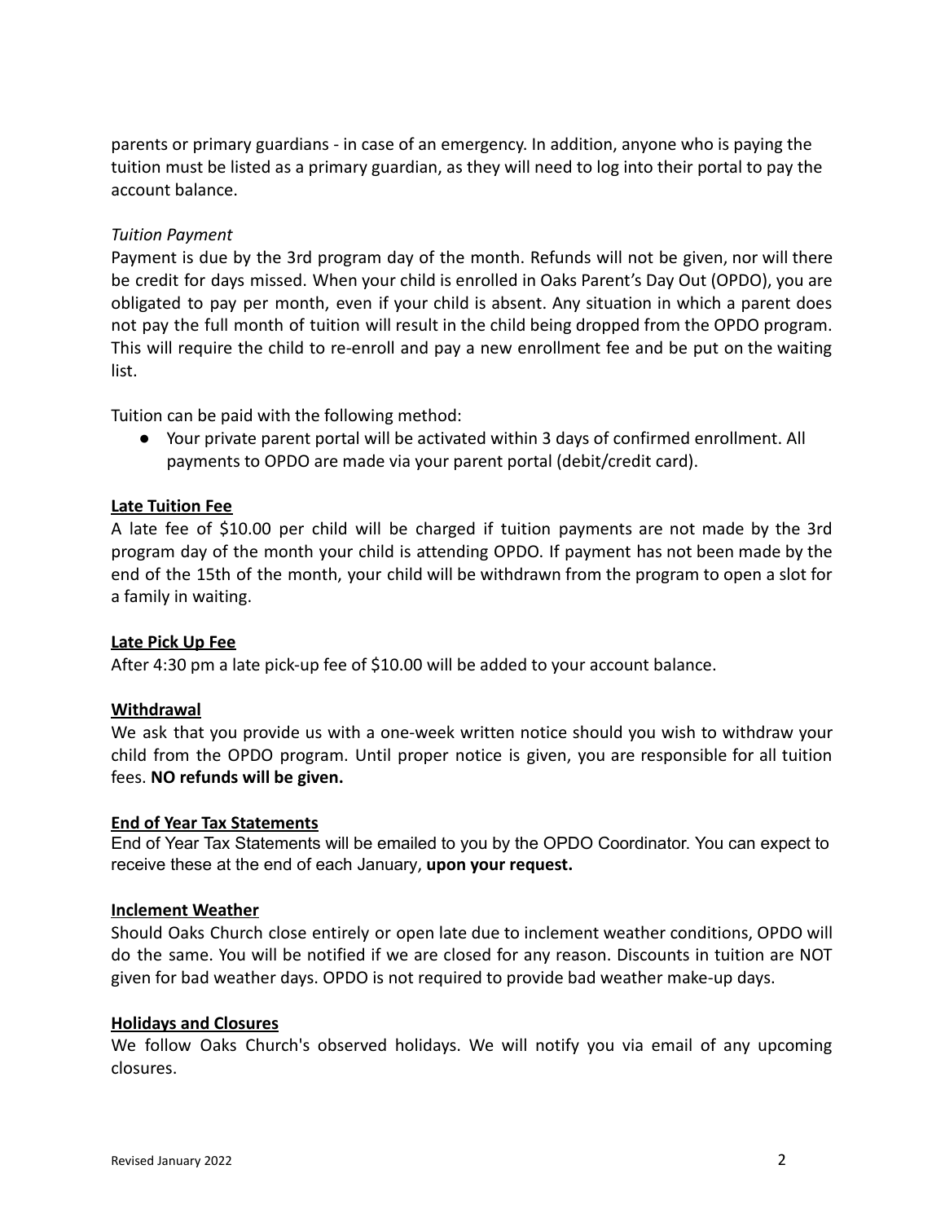parents or primary guardians - in case of an emergency. In addition, anyone who is paying the tuition must be listed as a primary guardian, as they will need to log into their portal to pay the account balance.

*Tuition Payment*

Payment is due by the 3rd program day of the month. Refunds will not be given, nor will there be credit for days missed. When your child is enrolled in Oaks Parent's Day Out (OPDO), you are obligated to pay per month, even if your child is absent. Any situation in which a parent does not pay the full month of tuition will result in the child being dropped from the OPDO program. This will require the child to re-enroll and pay a new enrollment fee and be put on the waiting list.

Tuition can be paid with the following method:

- Your private parent portal will be activated within 3 days of confirmed enrollment. All payments to OPDO are made via your parent portal (debit/credit card).

**Late Tuition Fee**

A late fee of $10.00 per child will be charged if tuition payments are not made by the 3rd program day of the month your child is attending OPDO. If payment has not been made by the end of the 15th of the month, your child will be withdrawn from the program to open a slot for a family in waiting.

**Late Pick Up Fee**

After 4:30 pm a late pick-up fee of $10.00 will be added to your account balance.

**Withdrawal**

We ask that you provide us with a one-week written notice should you wish to withdraw your child from the OPDO program. Until proper notice is given, you are responsible for all tuition fees. **NO refunds will be given.**

**End of Year Tax Statements**

End of Year Tax Statements will be emailed to you by the OPDO Coordinator. You can expect to receive these at the end of each January, **upon your request.**

**Inclement Weather**

Should Oaks Church close entirely or open late due to inclement weather conditions, OPDO will do the same. You will be notified if we are closed for any reason. Discounts in tuition are NOT given for bad weather days. OPDO is not required to provide bad weather make-up days.

**Holidays and Closures**

We follow Oaks Church's observed holidays. We will notify you via email of any upcoming closures.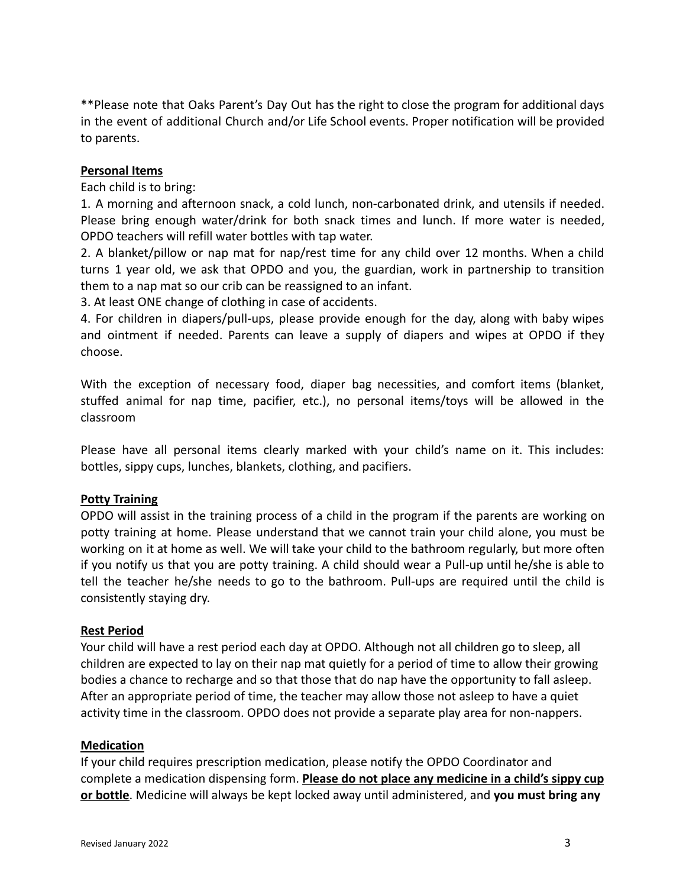**Please note that Oaks Parent's Day Out has the right to close the program for additional days in the event of additional Church and/or Life School events. Proper notification will be provided to parents.

**Personal Items**

Each child is to bring:

1. A morning and afternoon snack, a cold lunch, non-carbonated drink, and utensils if needed. Please bring enough water/drink for both snack times and lunch. If more water is needed, OPDO teachers will refill water bottles with tap water.
2. A blanket/pillow or nap mat for nap/rest time for any child over 12 months. When a child turns 1 year old, we ask that OPDO and you, the guardian, work in partnership to transition them to a nap mat so our crib can be reassigned to an infant.
3. At least ONE change of clothing in case of accidents.
4. For children in diapers/pull-ups, please provide enough for the day, along with baby wipes and ointment if needed. Parents can leave a supply of diapers and wipes at OPDO if they choose.

With the exception of necessary food, diaper bag necessities, and comfort items (blanket, stuffed animal for nap time, pacifier, etc.), no personal items/toys will be allowed in the classroom

Please have all personal items clearly marked with your child's name on it. This includes: bottles, sippy cups, lunches, blankets, clothing, and pacifiers.

**Potty Training**

OPDO will assist in the training process of a child in the program if the parents are working on potty training at home. Please understand that we cannot train your child alone, you must be working on it at home as well. We will take your child to the bathroom regularly, but more often if you notify us that you are potty training. A child should wear a Pull-up until he/she is able to tell the teacher he/she needs to go to the bathroom. Pull-ups are required until the child is consistently staying dry.

**Rest Period**

Your child will have a rest period each day at OPDO. Although not all children go to sleep, all children are expected to lay on their nap mat quietly for a period of time to allow their growing bodies a chance to recharge and so that those that do nap have the opportunity to fall asleep. After an appropriate period of time, the teacher may allow those not asleep to have a quiet activity time in the classroom. OPDO does not provide a separate play area for non-nappers.

**Medication**

If your child requires prescription medication, please notify the OPDO Coordinator and complete a medication dispensing form. **Please do not place any medicine in a child's sippy cup or bottle**. Medicine will always be kept locked away until administered, and **you must bring any**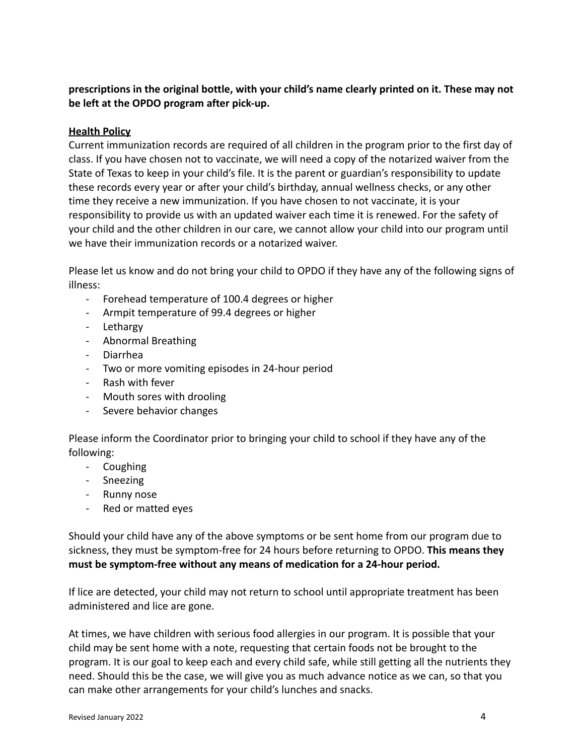**prescriptions in the original bottle, with your child's name clearly printed on it. These may not be left at the OPDO program after pick-up.**

## Health Policy

Current immunization records are required of all children in the program prior to the first day of class. If you have chosen not to vaccinate, we will need a copy of the notarized waiver from the State of Texas to keep in your child's file. It is the parent or guardian's responsibility to update these records every year or after your child's birthday, annual wellness checks, or any other time they receive a new immunization. If you have chosen to not vaccinate, it is your responsibility to provide us with an updated waiver each time it is renewed. For the safety of your child and the other children in our care, we cannot allow your child into our program until we have their immunization records or a notarized waiver.

Please let us know and do not bring your child to OPDO if they have any of the following signs of illness:

- Forehead temperature of 100.4 degrees or higher
- Armpit temperature of 99.4 degrees or higher
- Lethargy
- Abnormal Breathing
- Diarrhea
- Two or more vomiting episodes in 24-hour period
- Rash with fever
- Mouth sores with drooling
- Severe behavior changes

Please inform the Coordinator prior to bringing your child to school if they have any of the following:

- Coughing
- Sneezing
- Runny nose
- Red or matted eyes

Should your child have any of the above symptoms or be sent home from our program due to sickness, they must be symptom-free for 24 hours before returning to OPDO. **This means they must be symptom-free without any means of medication for a 24-hour period.**

If lice are detected, your child may not return to school until appropriate treatment has been administered and lice are gone.

At times, we have children with serious food allergies in our program. It is possible that your child may be sent home with a note, requesting that certain foods not be brought to the program. It is our goal to keep each and every child safe, while still getting all the nutrients they need. Should this be the case, we will give you as much advance notice as we can, so that you can make other arrangements for your child's lunches and snacks.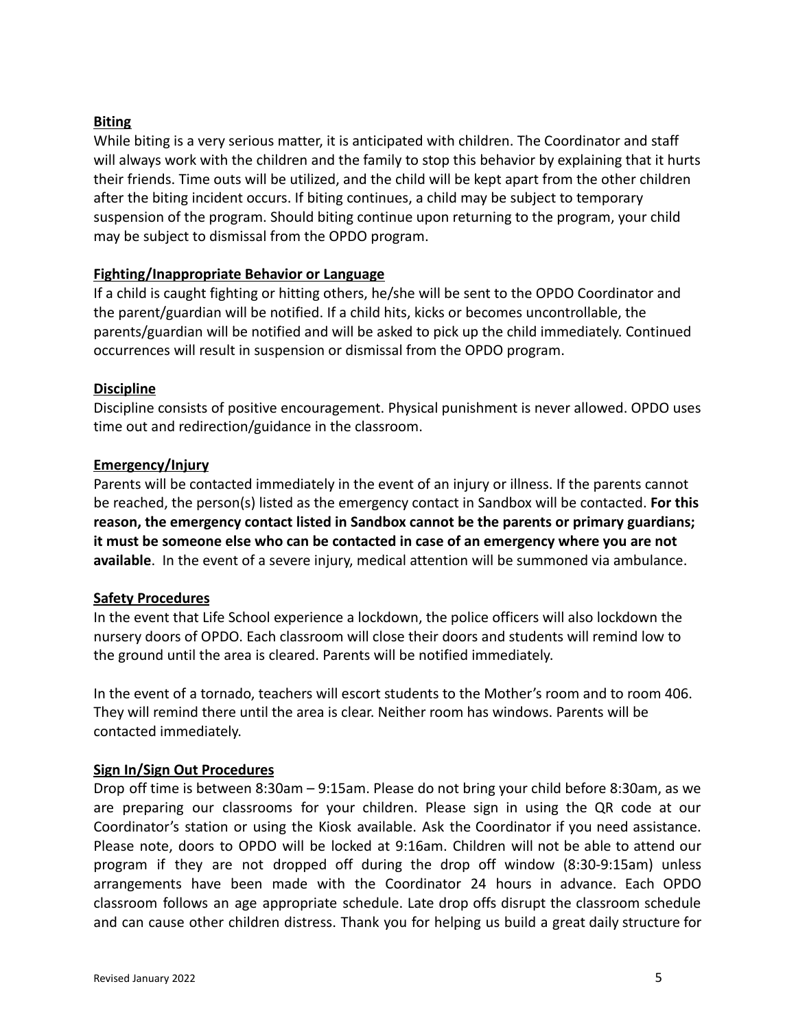**<u>Biting</u>**

While biting is a very serious matter, it is anticipated with children. The Coordinator and staff will always work with the children and the family to stop this behavior by explaining that it hurts their friends. Time outs will be utilized, and the child will be kept apart from the other children after the biting incident occurs. If biting continues, a child may be subject to temporary suspension of the program. Should biting continue upon returning to the program, your child may be subject to dismissal from the OPDO program.

**<u>Fighting/Inappropriate Behavior or Language</u>**

If a child is caught fighting or hitting others, he/she will be sent to the OPDO Coordinator and the parent/guardian will be notified. If a child hits, kicks or becomes uncontrollable, the parents/guardian will be notified and will be asked to pick up the child immediately. Continued occurrences will result in suspension or dismissal from the OPDO program.

**<u>Discipline</u>**

Discipline consists of positive encouragement. Physical punishment is never allowed. OPDO uses time out and redirection/guidance in the classroom.

**<u>Emergency/Injury</u>**

Parents will be contacted immediately in the event of an injury or illness. If the parents cannot be reached, the person(s) listed as the emergency contact in Sandbox will be contacted. **For this reason, the emergency contact listed in Sandbox cannot be the parents or primary guardians; it must be someone else who can be contacted in case of an emergency where you are not available**. In the event of a severe injury, medical attention will be summoned via ambulance.

**<u>Safety Procedures</u>**

In the event that Life School experience a lockdown, the police officers will also lockdown the nursery doors of OPDO. Each classroom will close their doors and students will remind low to the ground until the area is cleared. Parents will be notified immediately.

In the event of a tornado, teachers will escort students to the Mother's room and to room 406. They will remind there until the area is clear. Neither room has windows. Parents will be contacted immediately.

**<u>Sign In/Sign Out Procedures</u>**

Drop off time is between 8:30am – 9:15am. Please do not bring your child before 8:30am, as we are preparing our classrooms for your children. Please sign in using the QR code at our Coordinator's station or using the Kiosk available. Ask the Coordinator if you need assistance. Please note, doors to OPDO will be locked at 9:16am. Children will not be able to attend our program if they are not dropped off during the drop off window (8:30-9:15am) unless arrangements have been made with the Coordinator 24 hours in advance. Each OPDO classroom follows an age appropriate schedule. Late drop offs disrupt the classroom schedule and can cause other children distress. Thank you for helping us build a great daily structure for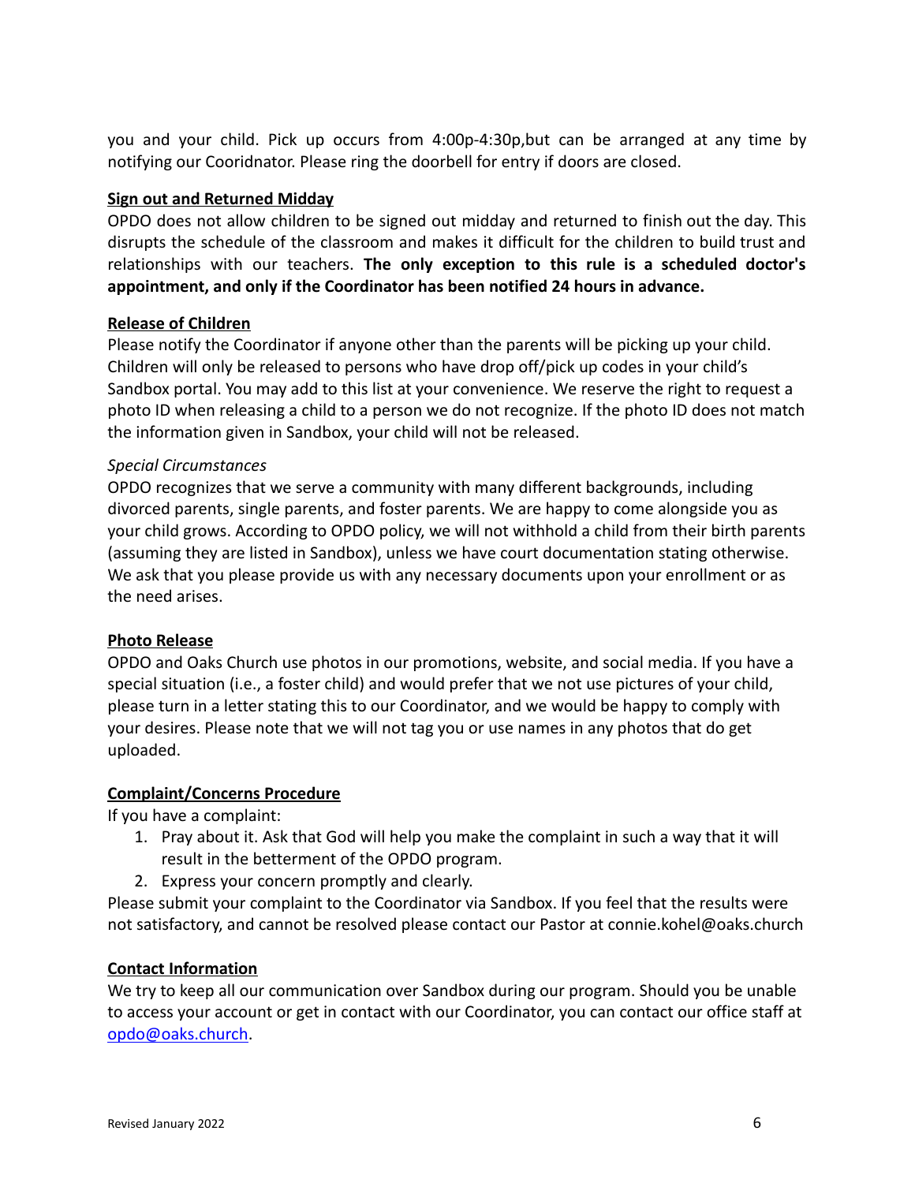you and your child. Pick up occurs from 4:00p-4:30p,but can be arranged at any time by notifying our Cooridnator. Please ring the doorbell for entry if doors are closed.

**Sign out and Returned Midday**

OPDO does not allow children to be signed out midday and returned to finish out the day. This disrupts the schedule of the classroom and makes it difficult for the children to build trust and relationships with our teachers. **The only exception to this rule is a scheduled doctor's appointment, and only if the Coordinator has been notified 24 hours in advance.**

**Release of Children**

Please notify the Coordinator if anyone other than the parents will be picking up your child. Children will only be released to persons who have drop off/pick up codes in your child's Sandbox portal. You may add to this list at your convenience. We reserve the right to request a photo ID when releasing a child to a person we do not recognize. If the photo ID does not match the information given in Sandbox, your child will not be released.

*Special Circumstances*

OPDO recognizes that we serve a community with many different backgrounds, including divorced parents, single parents, and foster parents. We are happy to come alongside you as your child grows. According to OPDO policy, we will not withhold a child from their birth parents (assuming they are listed in Sandbox), unless we have court documentation stating otherwise. We ask that you please provide us with any necessary documents upon your enrollment or as the need arises.

**Photo Release**

OPDO and Oaks Church use photos in our promotions, website, and social media. If you have a special situation (i.e., a foster child) and would prefer that we not use pictures of your child, please turn in a letter stating this to our Coordinator, and we would be happy to comply with your desires. Please note that we will not tag you or use names in any photos that do get uploaded.

**Complaint/Concerns Procedure**

If you have a complaint:

1. Pray about it. Ask that God will help you make the complaint in such a way that it will result in the betterment of the OPDO program.
2. Express your concern promptly and clearly.

Please submit your complaint to the Coordinator via Sandbox. If you feel that the results were not satisfactory, and cannot be resolved please contact our Pastor at connie.kohel@oaks.church

**Contact Information**

We try to keep all our communication over Sandbox during our program. Should you be unable to access your account or get in contact with our Coordinator, you can contact our office staff at opdo@oaks.church.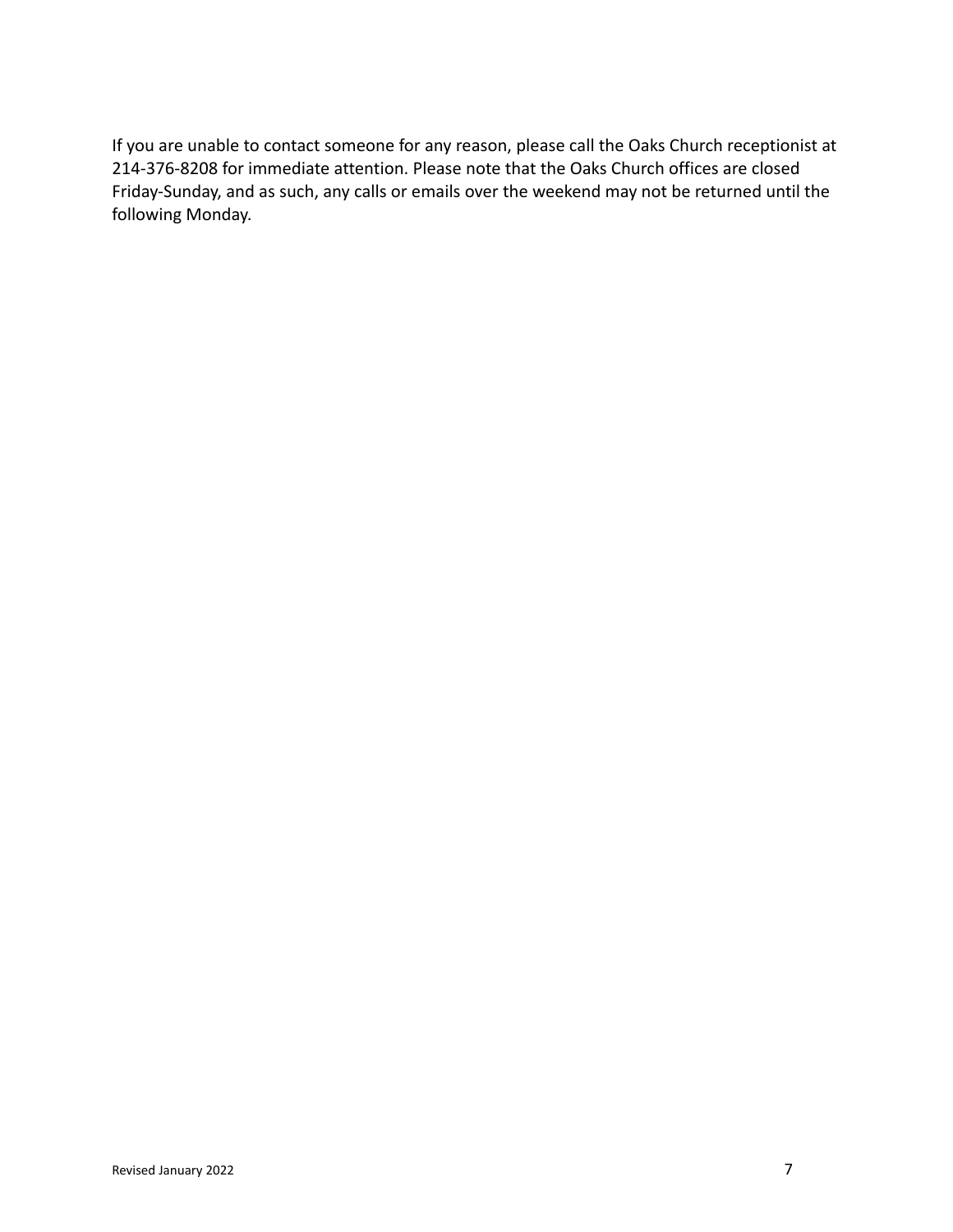If you are unable to contact someone for any reason, please call the Oaks Church receptionist at 214-376-8208 for immediate attention. Please note that the Oaks Church offices are closed Friday-Sunday, and as such, any calls or emails over the weekend may not be returned until the following Monday.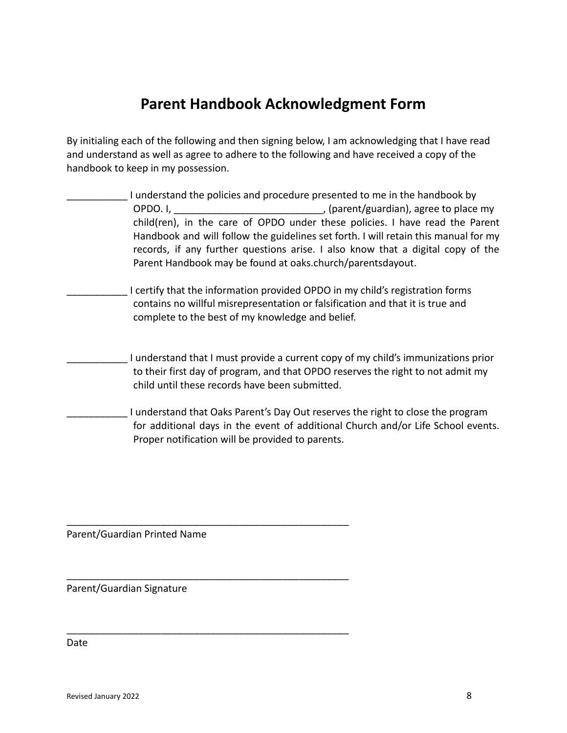# Parent Handbook Acknowledgment Form

By initialing each of the following and then signing below, I am acknowledging that I have read and understand as well as agree to adhere to the following and have received a copy of the handbook to keep in my possession.

___________ I understand the policies and procedure presented to me in the handbook by OPDO. I, ___________________________, (parent/guardian), agree to place my child(ren), in the care of OPDO under these policies. I have read the Parent Handbook and will follow the guidelines set forth. I will retain this manual for my records, if any further questions arise. I also know that a digital copy of the Parent Handbook may be found at oaks.church/parentsdayout.

___________ I certify that the information provided OPDO in my child's registration forms contains no willful misrepresentation or falsification and that it is true and complete to the best of my knowledge and belief.

___________ I understand that I must provide a current copy of my child's immunizations prior to their first day of program, and that OPDO reserves the right to not admit my child until these records have been submitted.

___________ I understand that Oaks Parent's Day Out reserves the right to close the program for additional days in the event of additional Church and/or Life School events. Proper notification will be provided to parents.

_____________________________________________________

Parent/Guardian Printed Name

_____________________________________________________

Parent/Guardian Signature

_____________________________________________________

Date

Revised January 2022